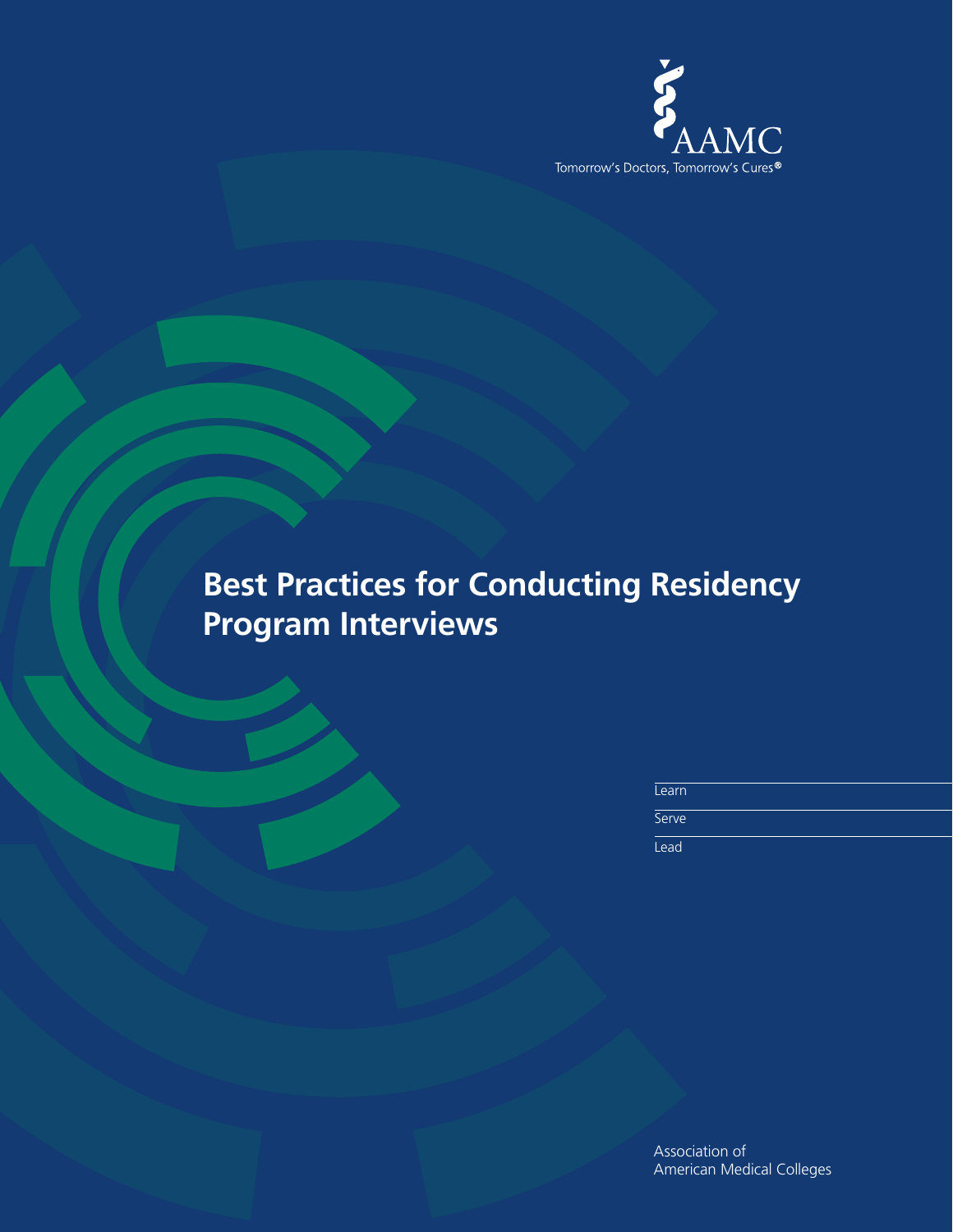AAMC

Tomorrow's Doctors, Tomorrow's Cures®

# Best Practices for Conducting Residency Program Interviews

Learn

Serve

Lead

Association of American Medical Colleges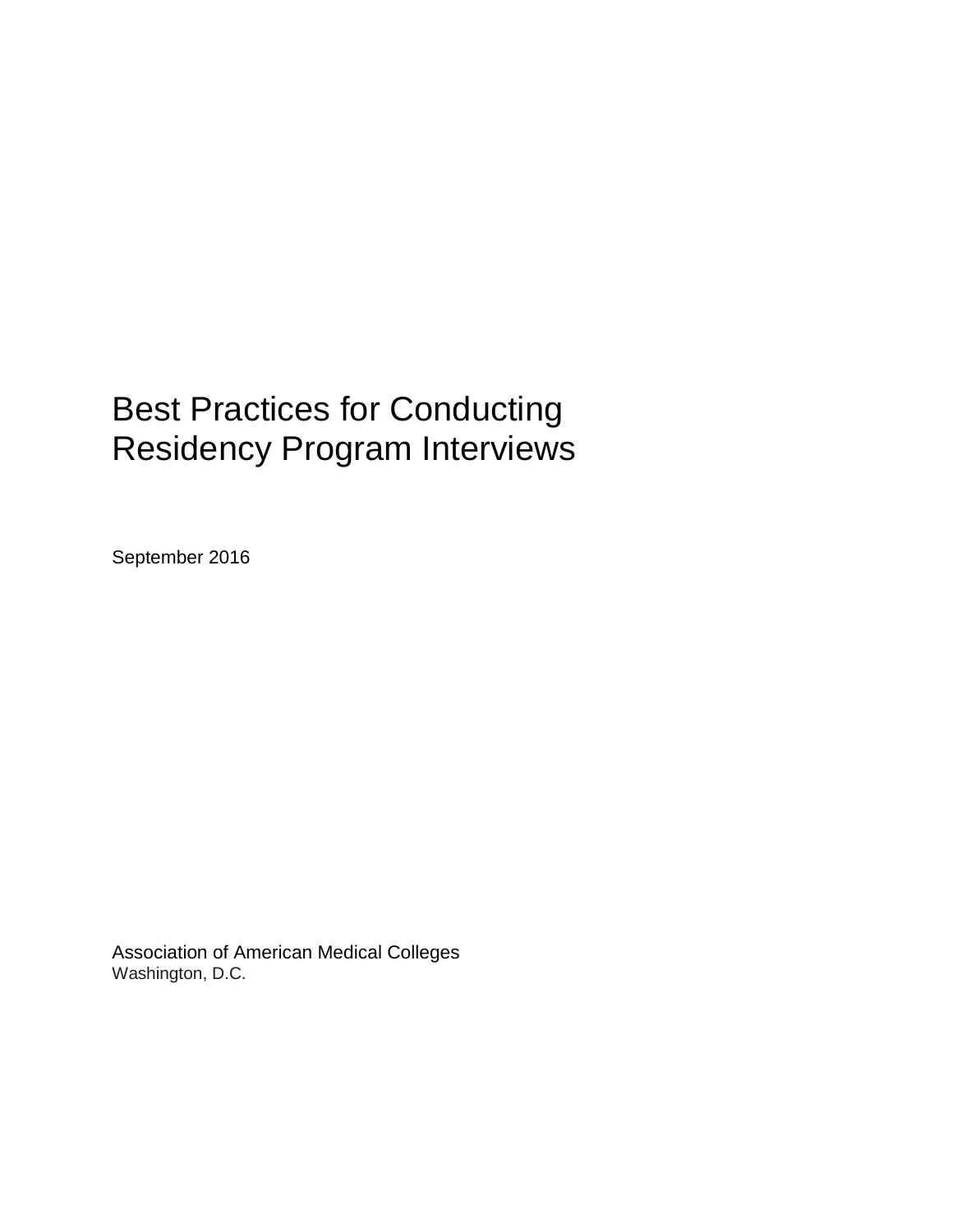# Best Practices for Conducting Residency Program Interviews

September 2016

Association of American Medical Colleges
Washington, D.C.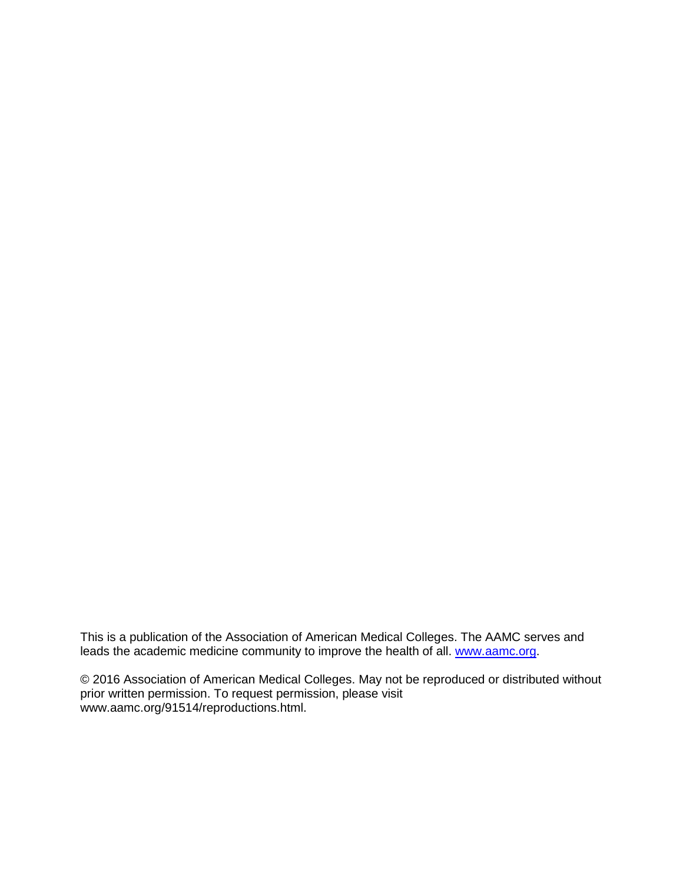This is a publication of the Association of American Medical Colleges. The AAMC serves and leads the academic medicine community to improve the health of all. [www.aamc.org](http://www.aamc.org).

© 2016 Association of American Medical Colleges. May not be reproduced or distributed without prior written permission. To request permission, please visit www.aamc.org/91514/reproductions.html.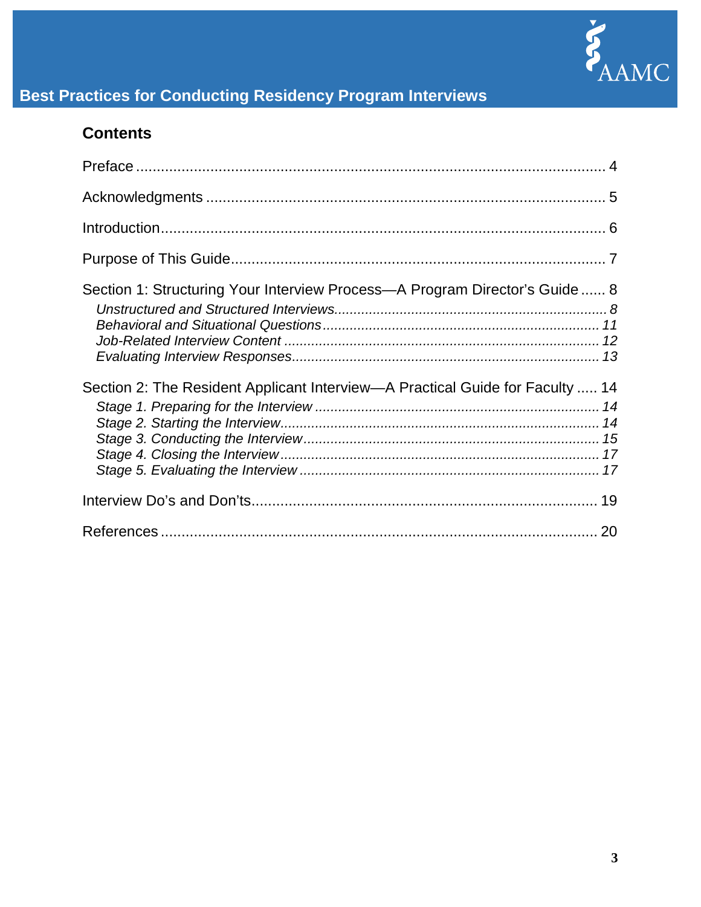## Contents

Preface .................................................................................................................... 4

Acknowledgments ................................................................................................... 5

Introduction.............................................................................................................. 6

Purpose of This Guide.............................................................................................. 7

Section 1: Structuring Your Interview Process—A Program Director's Guide ...... 8

*Unstructured and Structured Interviews....................................................................... 8*
*Behavioral and Situational Questions ........................................................................ 11*
*Job-Related Interview Content .................................................................................. 12*
*Evaluating Interview Responses................................................................................ 13*

Section 2: The Resident Applicant Interview—A Practical Guide for Faculty ..... 14

*Stage 1. Preparing for the Interview .......................................................................... 14*
*Stage 2. Starting the Interview.................................................................................. 14*
*Stage 3. Conducting the Interview............................................................................. 15*
*Stage 4. Closing the Interview .................................................................................. 17*
*Stage 5. Evaluating the Interview .............................................................................. 17*

Interview Do's and Don'ts...................................................................................... 19

References ........................................................................................................... 20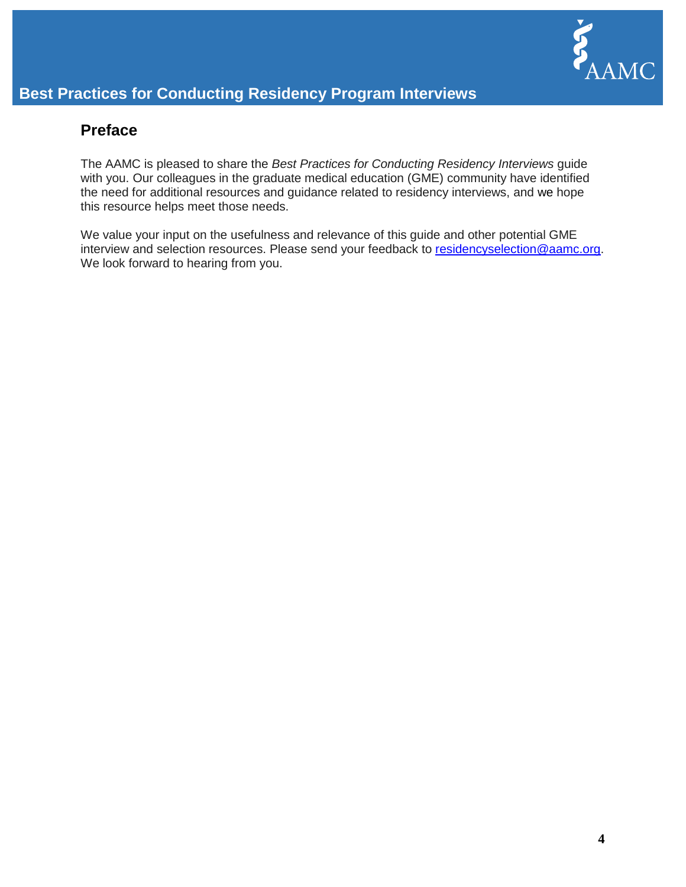## Preface

The AAMC is pleased to share the *Best Practices for Conducting Residency Interviews* guide with you. Our colleagues in the graduate medical education (GME) community have identified the need for additional resources and guidance related to residency interviews, and we hope this resource helps meet those needs.

We value your input on the usefulness and relevance of this guide and other potential GME interview and selection resources. Please send your feedback to residencyselection@aamc.org. We look forward to hearing from you.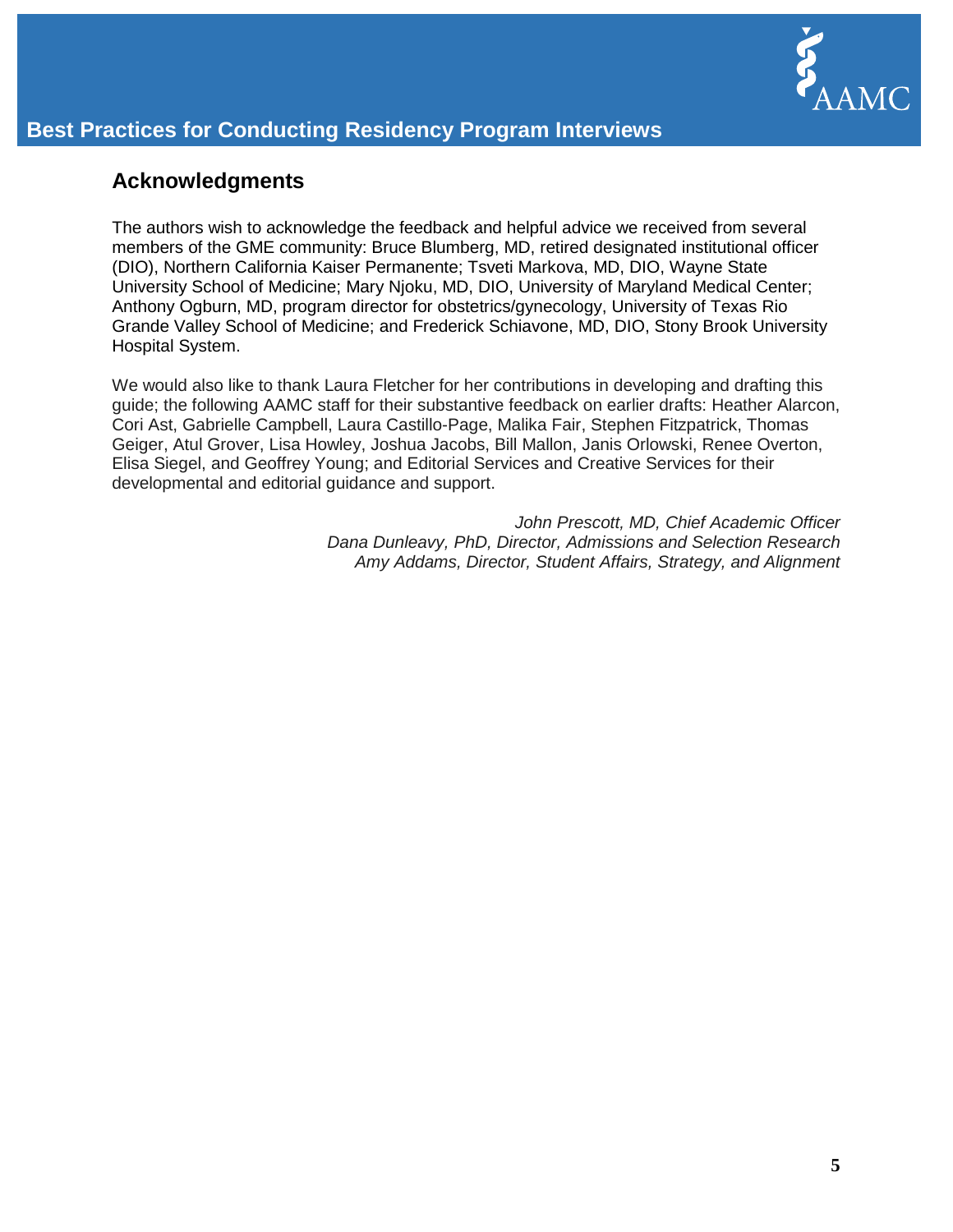## Acknowledgments

The authors wish to acknowledge the feedback and helpful advice we received from several members of the GME community: Bruce Blumberg, MD, retired designated institutional officer (DIO), Northern California Kaiser Permanente; Tsveti Markova, MD, DIO, Wayne State University School of Medicine; Mary Njoku, MD, DIO, University of Maryland Medical Center; Anthony Ogburn, MD, program director for obstetrics/gynecology, University of Texas Rio Grande Valley School of Medicine; and Frederick Schiavone, MD, DIO, Stony Brook University Hospital System.

We would also like to thank Laura Fletcher for her contributions in developing and drafting this guide; the following AAMC staff for their substantive feedback on earlier drafts: Heather Alarcon, Cori Ast, Gabrielle Campbell, Laura Castillo-Page, Malika Fair, Stephen Fitzpatrick, Thomas Geiger, Atul Grover, Lisa Howley, Joshua Jacobs, Bill Mallon, Janis Orlowski, Renee Overton, Elisa Siegel, and Geoffrey Young; and Editorial Services and Creative Services for their developmental and editorial guidance and support.

*John Prescott, MD, Chief Academic Officer*
*Dana Dunleavy, PhD, Director, Admissions and Selection Research*
*Amy Addams, Director, Student Affairs, Strategy, and Alignment*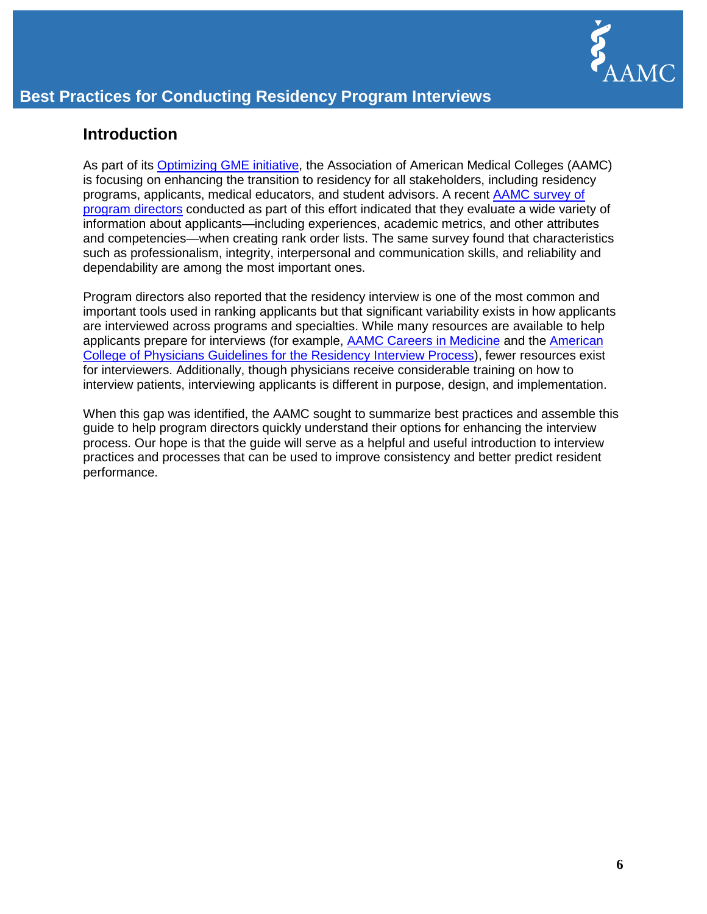## Introduction

As part of its [Optimizing GME initiative](), the Association of American Medical Colleges (AAMC) is focusing on enhancing the transition to residency for all stakeholders, including residency programs, applicants, medical educators, and student advisors. A recent [AAMC survey of program directors]() conducted as part of this effort indicated that they evaluate a wide variety of information about applicants—including experiences, academic metrics, and other attributes and competencies—when creating rank order lists. The same survey found that characteristics such as professionalism, integrity, interpersonal and communication skills, and reliability and dependability are among the most important ones.

Program directors also reported that the residency interview is one of the most common and important tools used in ranking applicants but that significant variability exists in how applicants are interviewed across programs and specialties. While many resources are available to help applicants prepare for interviews (for example, [AAMC Careers in Medicine]() and the [American College of Physicians Guidelines for the Residency Interview Process]()), fewer resources exist for interviewers. Additionally, though physicians receive considerable training on how to interview patients, interviewing applicants is different in purpose, design, and implementation.

When this gap was identified, the AAMC sought to summarize best practices and assemble this guide to help program directors quickly understand their options for enhancing the interview process. Our hope is that the guide will serve as a helpful and useful introduction to interview practices and processes that can be used to improve consistency and better predict resident performance.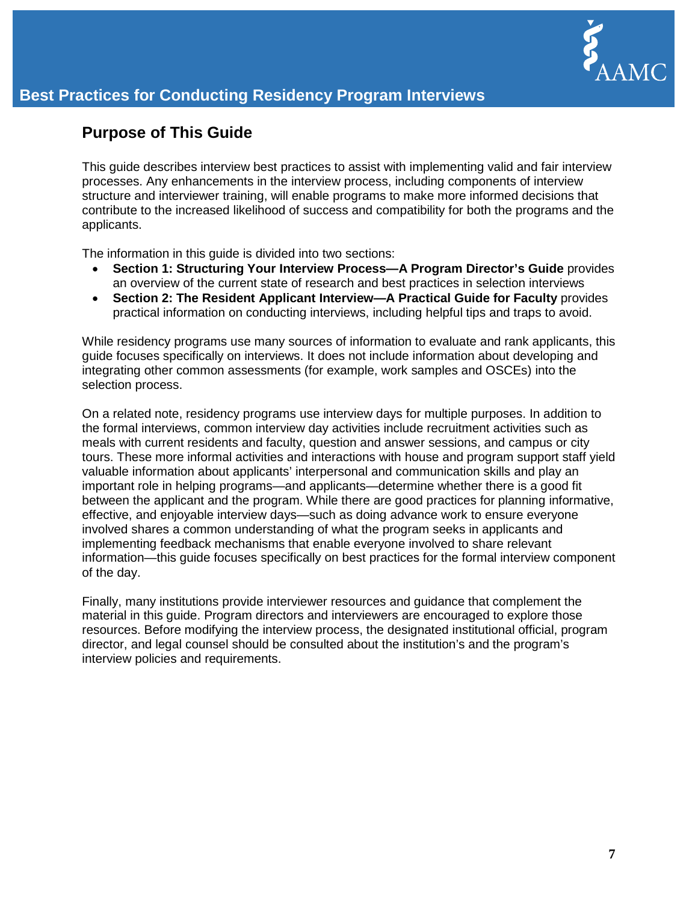## Purpose of This Guide

This guide describes interview best practices to assist with implementing valid and fair interview processes. Any enhancements in the interview process, including components of interview structure and interviewer training, will enable programs to make more informed decisions that contribute to the increased likelihood of success and compatibility for both the programs and the applicants.

The information in this guide is divided into two sections:

- **Section 1: Structuring Your Interview Process—A Program Director's Guide** provides an overview of the current state of research and best practices in selection interviews
- **Section 2: The Resident Applicant Interview—A Practical Guide for Faculty** provides practical information on conducting interviews, including helpful tips and traps to avoid.

While residency programs use many sources of information to evaluate and rank applicants, this guide focuses specifically on interviews. It does not include information about developing and integrating other common assessments (for example, work samples and OSCEs) into the selection process.

On a related note, residency programs use interview days for multiple purposes. In addition to the formal interviews, common interview day activities include recruitment activities such as meals with current residents and faculty, question and answer sessions, and campus or city tours. These more informal activities and interactions with house and program support staff yield valuable information about applicants' interpersonal and communication skills and play an important role in helping programs—and applicants—determine whether there is a good fit between the applicant and the program. While there are good practices for planning informative, effective, and enjoyable interview days—such as doing advance work to ensure everyone involved shares a common understanding of what the program seeks in applicants and implementing feedback mechanisms that enable everyone involved to share relevant information—this guide focuses specifically on best practices for the formal interview component of the day.

Finally, many institutions provide interviewer resources and guidance that complement the material in this guide. Program directors and interviewers are encouraged to explore those resources. Before modifying the interview process, the designated institutional official, program director, and legal counsel should be consulted about the institution's and the program's interview policies and requirements.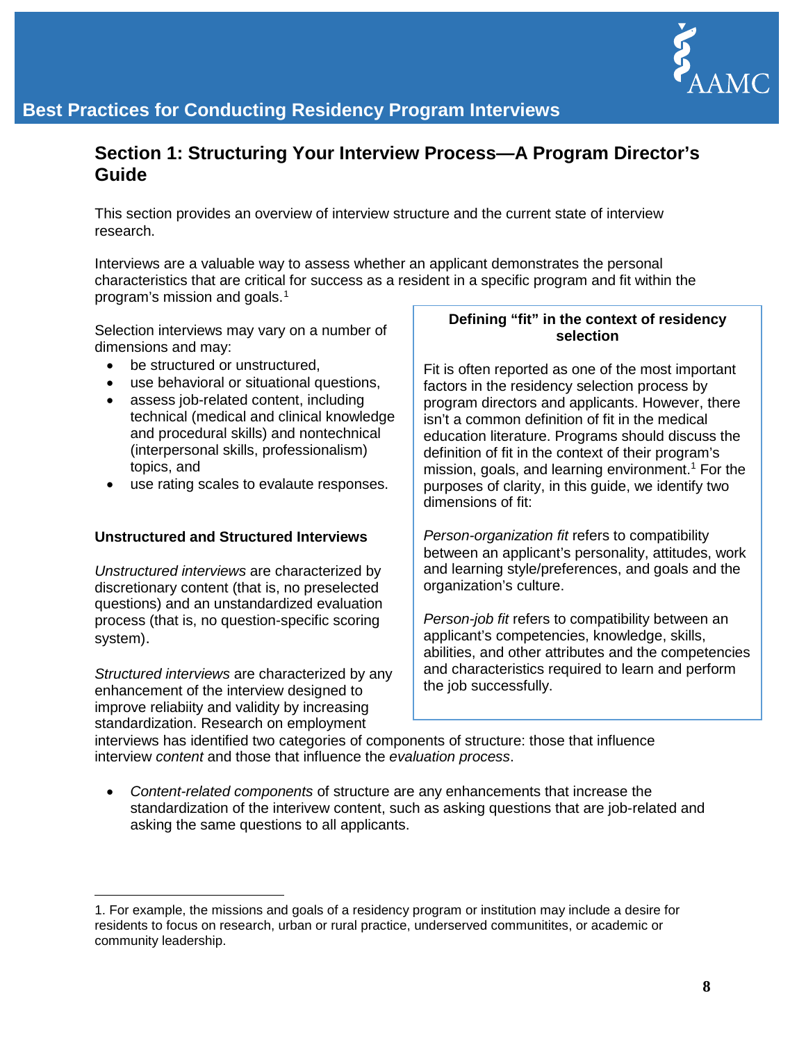## Section 1: Structuring Your Interview Process—A Program Director's Guide

This section provides an overview of interview structure and the current state of interview research.

Interviews are a valuable way to assess whether an applicant demonstrates the personal characteristics that are critical for success as a resident in a specific program and fit within the program's mission and goals.[1]

Selection interviews may vary on a number of dimensions and may:

- be structured or unstructured,
- use behavioral or situational questions,
- assess job-related content, including technical (medical and clinical knowledge and procedural skills) and nontechnical (interpersonal skills, professionalism) topics, and
- use rating scales to evalaute responses.

> **Defining "fit" in the context of residency selection**
>
> Fit is often reported as one of the most important factors in the residency selection process by program directors and applicants. However, there isn't a common definition of fit in the medical education literature. Programs should discuss the definition of fit in the context of their program's mission, goals, and learning environment.[1] For the purposes of clarity, in this guide, we identify two dimensions of fit:
>
> *Person-organization fit* refers to compatibility between an applicant's personality, attitudes, work and learning style/preferences, and goals and the organization's culture.
>
> *Person-job fit* refers to compatibility between an applicant's competencies, knowledge, skills, abilities, and other attributes and the competencies and characteristics required to learn and perform the job successfully.

### Unstructured and Structured Interviews

*Unstructured interviews* are characterized by discretionary content (that is, no preselected questions) and an unstandardized evaluation process (that is, no question-specific scoring system).

*Structured interviews* are characterized by any enhancement of the interview designed to improve reliabiity and validity by increasing standardization. Research on employment interviews has identified two categories of components of structure: those that influence interview *content* and those that influence the *evaluation process*.

- *Content-related components* of structure are any enhancements that increase the standardization of the interivew content, such as asking questions that are job-related and asking the same questions to all applicants.

---

1. For example, the missions and goals of a residency program or institution may include a desire for residents to focus on research, urban or rural practice, underserved communitites, or academic or community leadership.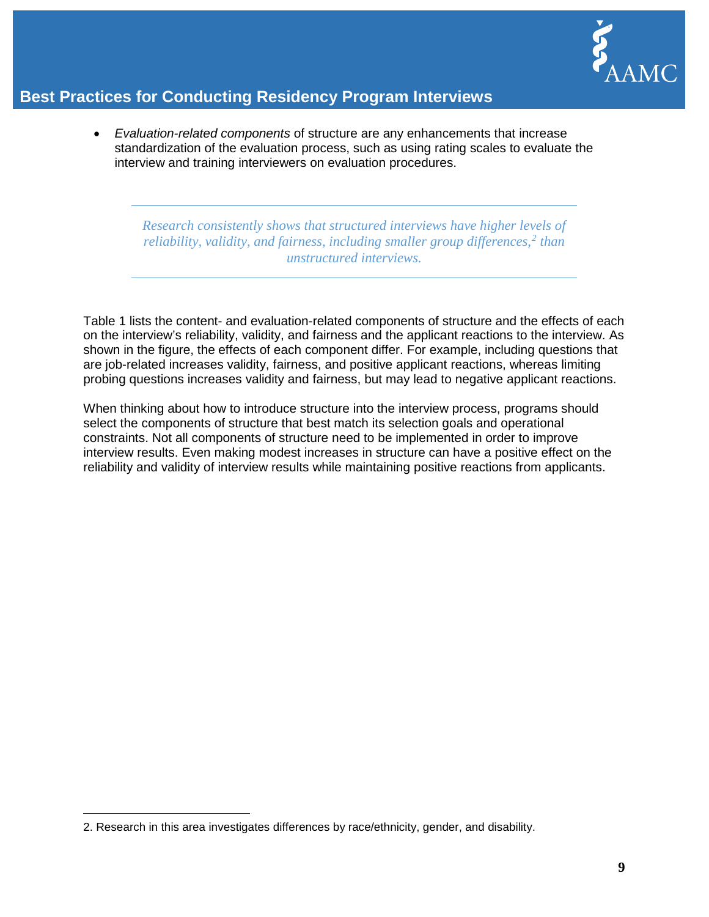- *Evaluation-related components* of structure are any enhancements that increase standardization of the evaluation process, such as using rating scales to evaluate the interview and training interviewers on evaluation procedures.

---

*Research consistently shows that structured interviews have higher levels of reliability, validity, and fairness, including smaller group differences,[2] than unstructured interviews.*

---

Table 1 lists the content- and evaluation-related components of structure and the effects of each on the interview's reliability, validity, and fairness and the applicant reactions to the interview. As shown in the figure, the effects of each component differ. For example, including questions that are job-related increases validity, fairness, and positive applicant reactions, whereas limiting probing questions increases validity and fairness, but may lead to negative applicant reactions.

When thinking about how to introduce structure into the interview process, programs should select the components of structure that best match its selection goals and operational constraints. Not all components of structure need to be implemented in order to improve interview results. Even making modest increases in structure can have a positive effect on the reliability and validity of interview results while maintaining positive reactions from applicants.

---

2. Research in this area investigates differences by race/ethnicity, gender, and disability.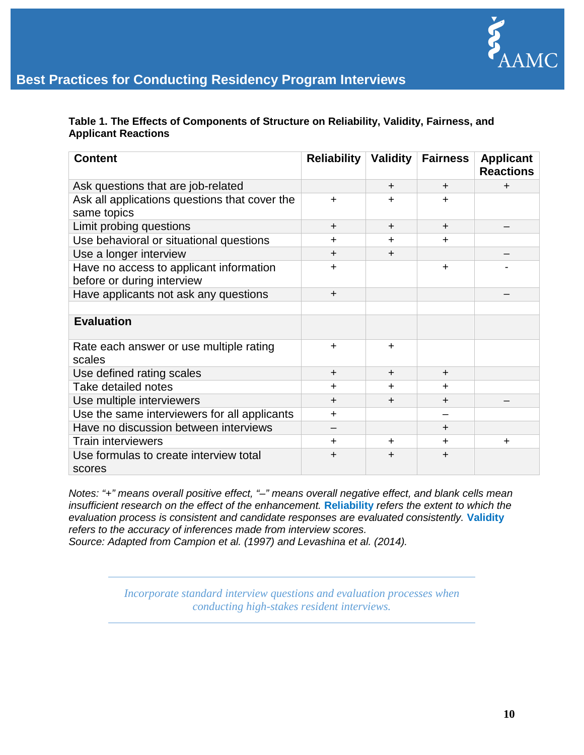**Table 1. The Effects of Components of Structure on Reliability, Validity, Fairness, and Applicant Reactions**

| Content | Reliability | Validity | Fairness | Applicant Reactions |
|---|---|---|---|---|
| Ask questions that are job-related | | + | + | + |
| Ask all applications questions that cover the same topics | + | + | + | |
| Limit probing questions | + | + | + | – |
| Use behavioral or situational questions | + | + | + | |
| Use a longer interview | + | + | | – |
| Have no access to applicant information before or during interview | + | | + | - |
| Have applicants not ask any questions | + | | | – |
| | | | | |
| **Evaluation** | | | | |
| Rate each answer or use multiple rating scales | + | + | | |
| Use defined rating scales | + | + | + | |
| Take detailed notes | + | + | + | |
| Use multiple interviewers | + | + | + | – |
| Use the same interviewers for all applicants | + | | – | |
| Have no discussion between interviews | – | | + | |
| Train interviewers | + | + | + | + |
| Use formulas to create interview total scores | + | + | + | |

*Notes: "+" means overall positive effect, "–" means overall negative effect, and blank cells mean insufficient research on the effect of the enhancement.* ***Reliability*** *refers the extent to which the evaluation process is consistent and candidate responses are evaluated consistently.* ***Validity*** *refers to the accuracy of inferences made from interview scores.*
*Source: Adapted from Campion et al. (1997) and Levashina et al. (2014).*

---

*Incorporate standard interview questions and evaluation processes when conducting high-stakes resident interviews.*

---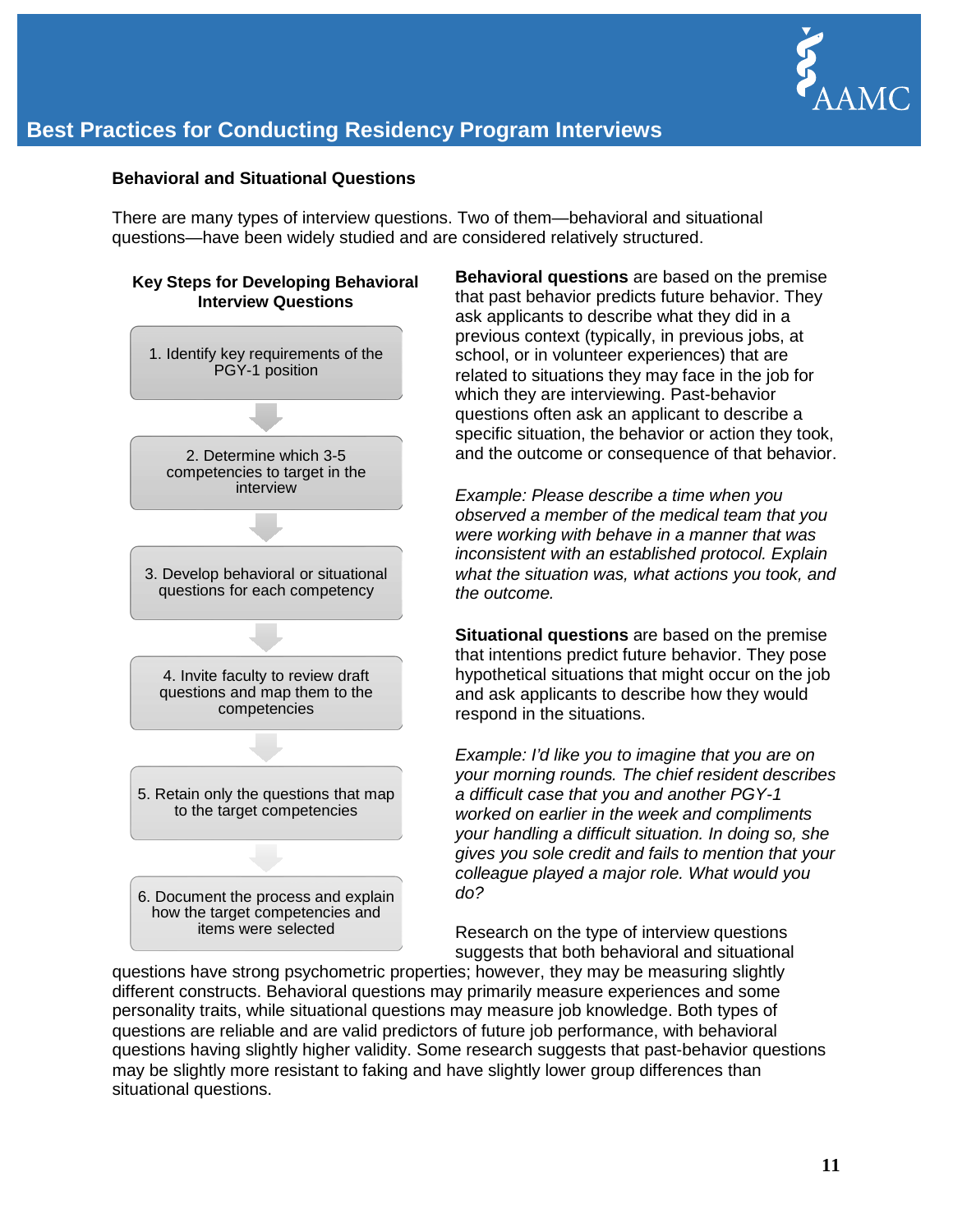### Behavioral and Situational Questions

There are many types of interview questions. Two of them—behavioral and situational questions—have been widely studied and are considered relatively structured.

**Key Steps for Developing Behavioral Interview Questions**

1. Identify key requirements of the PGY-1 position
2. Determine which 3-5 competencies to target in the interview
3. Develop behavioral or situational questions for each competency
4. Invite faculty to review draft questions and map them to the competencies
5. Retain only the questions that map to the target competencies
6. Document the process and explain how the target competencies and items were selected

**Behavioral questions** are based on the premise that past behavior predicts future behavior. They ask applicants to describe what they did in a previous context (typically, in previous jobs, at school, or in volunteer experiences) that are related to situations they may face in the job for which they are interviewing. Past-behavior questions often ask an applicant to describe a specific situation, the behavior or action they took, and the outcome or consequence of that behavior.

*Example: Please describe a time when you observed a member of the medical team that you were working with behave in a manner that was inconsistent with an established protocol. Explain what the situation was, what actions you took, and the outcome.*

**Situational questions** are based on the premise that intentions predict future behavior. They pose hypothetical situations that might occur on the job and ask applicants to describe how they would respond in the situations.

*Example: I'd like you to imagine that you are on your morning rounds. The chief resident describes a difficult case that you and another PGY-1 worked on earlier in the week and compliments your handling a difficult situation. In doing so, she gives you sole credit and fails to mention that your colleague played a major role. What would you do?*

Research on the type of interview questions suggests that both behavioral and situational questions have strong psychometric properties; however, they may be measuring slightly different constructs. Behavioral questions may primarily measure experiences and some personality traits, while situational questions may measure job knowledge. Both types of questions are reliable and are valid predictors of future job performance, with behavioral questions having slightly higher validity. Some research suggests that past-behavior questions may be slightly more resistant to faking and have slightly lower group differences than situational questions.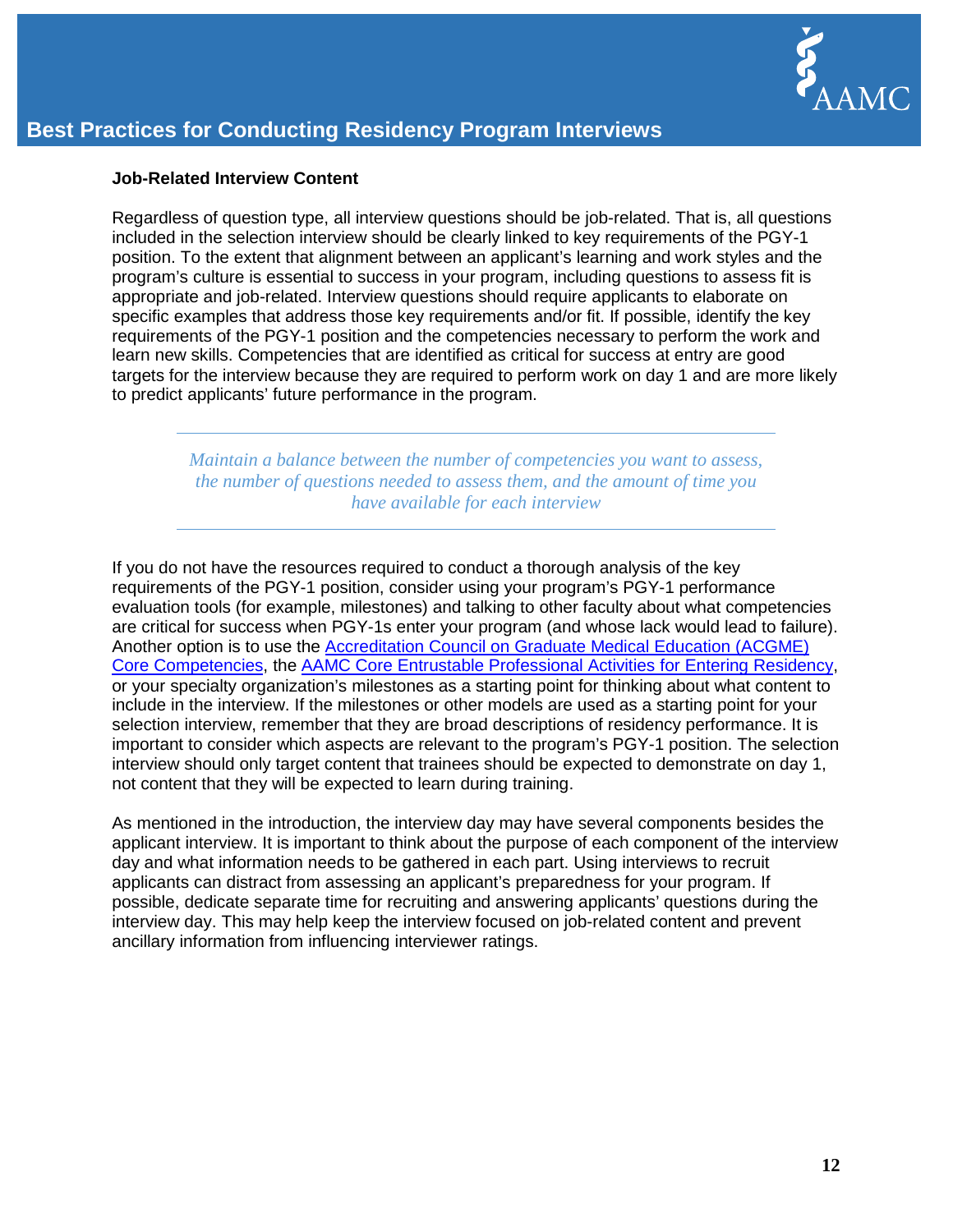### Job-Related Interview Content

Regardless of question type, all interview questions should be job-related. That is, all questions included in the selection interview should be clearly linked to key requirements of the PGY-1 position. To the extent that alignment between an applicant's learning and work styles and the program's culture is essential to success in your program, including questions to assess fit is appropriate and job-related. Interview questions should require applicants to elaborate on specific examples that address those key requirements and/or fit. If possible, identify the key requirements of the PGY-1 position and the competencies necessary to perform the work and learn new skills. Competencies that are identified as critical for success at entry are good targets for the interview because they are required to perform work on day 1 and are more likely to predict applicants' future performance in the program.

---

*Maintain a balance between the number of competencies you want to assess, the number of questions needed to assess them, and the amount of time you have available for each interview*

---

If you do not have the resources required to conduct a thorough analysis of the key requirements of the PGY-1 position, consider using your program's PGY-1 performance evaluation tools (for example, milestones) and talking to other faculty about what competencies are critical for success when PGY-1s enter your program (and whose lack would lead to failure). Another option is to use the Accreditation Council on Graduate Medical Education (ACGME) Core Competencies, the AAMC Core Entrustable Professional Activities for Entering Residency, or your specialty organization's milestones as a starting point for thinking about what content to include in the interview. If the milestones or other models are used as a starting point for your selection interview, remember that they are broad descriptions of residency performance. It is important to consider which aspects are relevant to the program's PGY-1 position. The selection interview should only target content that trainees should be expected to demonstrate on day 1, not content that they will be expected to learn during training.

As mentioned in the introduction, the interview day may have several components besides the applicant interview. It is important to think about the purpose of each component of the interview day and what information needs to be gathered in each part. Using interviews to recruit applicants can distract from assessing an applicant's preparedness for your program. If possible, dedicate separate time for recruiting and answering applicants' questions during the interview day. This may help keep the interview focused on job-related content and prevent ancillary information from influencing interviewer ratings.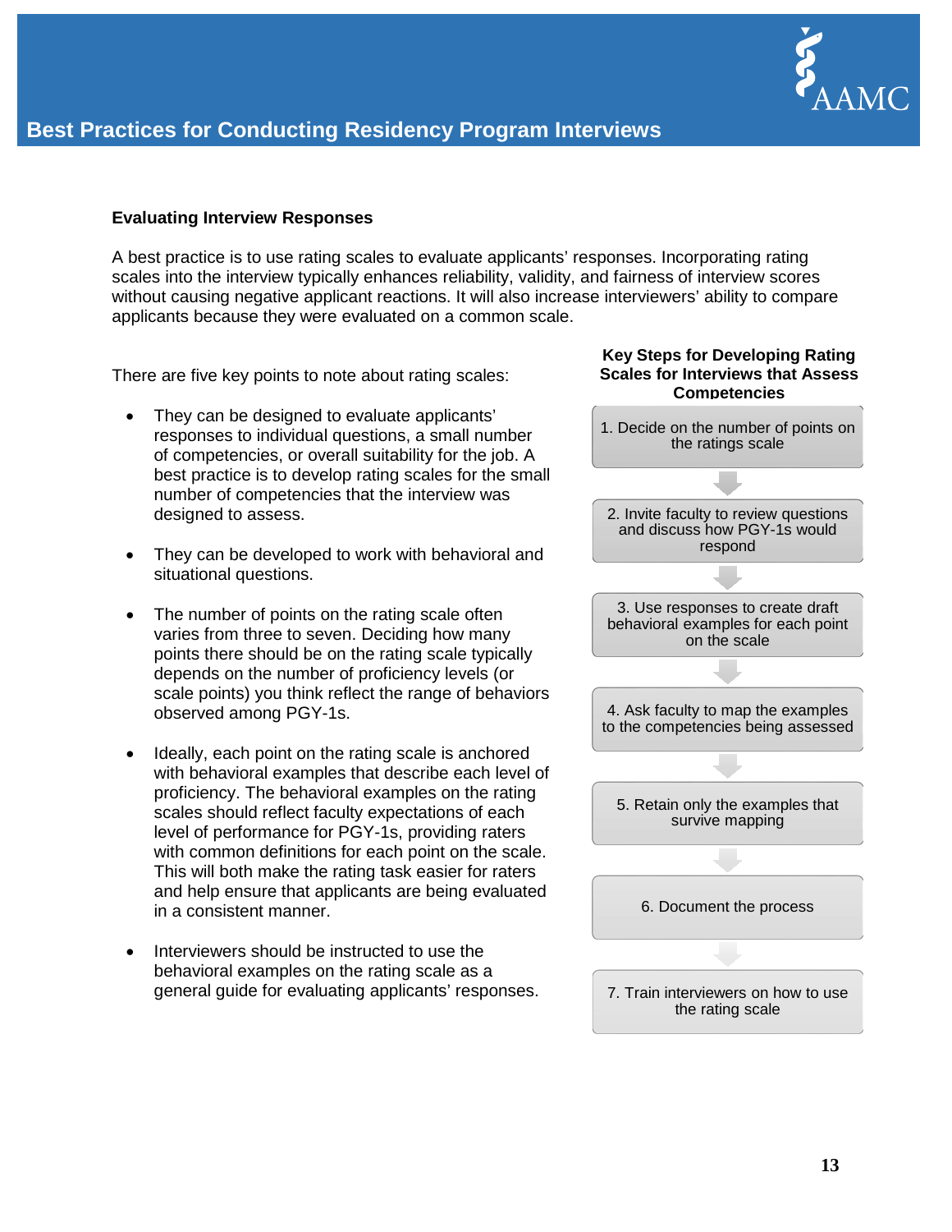## Evaluating Interview Responses

A best practice is to use rating scales to evaluate applicants' responses. Incorporating rating scales into the interview typically enhances reliability, validity, and fairness of interview scores without causing negative applicant reactions. It will also increase interviewers' ability to compare applicants because they were evaluated on a common scale.

There are five key points to note about rating scales:

- They can be designed to evaluate applicants' responses to individual questions, a small number of competencies, or overall suitability for the job. A best practice is to develop rating scales for the small number of competencies that the interview was designed to assess.
- They can be developed to work with behavioral and situational questions.
- The number of points on the rating scale often varies from three to seven. Deciding how many points there should be on the rating scale typically depends on the number of proficiency levels (or scale points) you think reflect the range of behaviors observed among PGY-1s.
- Ideally, each point on the rating scale is anchored with behavioral examples that describe each level of proficiency. The behavioral examples on the rating scales should reflect faculty expectations of each level of performance for PGY-1s, providing raters with common definitions for each point on the scale. This will both make the rating task easier for raters and help ensure that applicants are being evaluated in a consistent manner.
- Interviewers should be instructed to use the behavioral examples on the rating scale as a general guide for evaluating applicants' responses.

**Key Steps for Developing Rating Scales for Interviews that Assess Competencies**

1. Decide on the number of points on the ratings scale
2. Invite faculty to review questions and discuss how PGY-1s would respond
3. Use responses to create draft behavioral examples for each point on the scale
4. Ask faculty to map the examples to the competencies being assessed
5. Retain only the examples that survive mapping
6. Document the process
7. Train interviewers on how to use the rating scale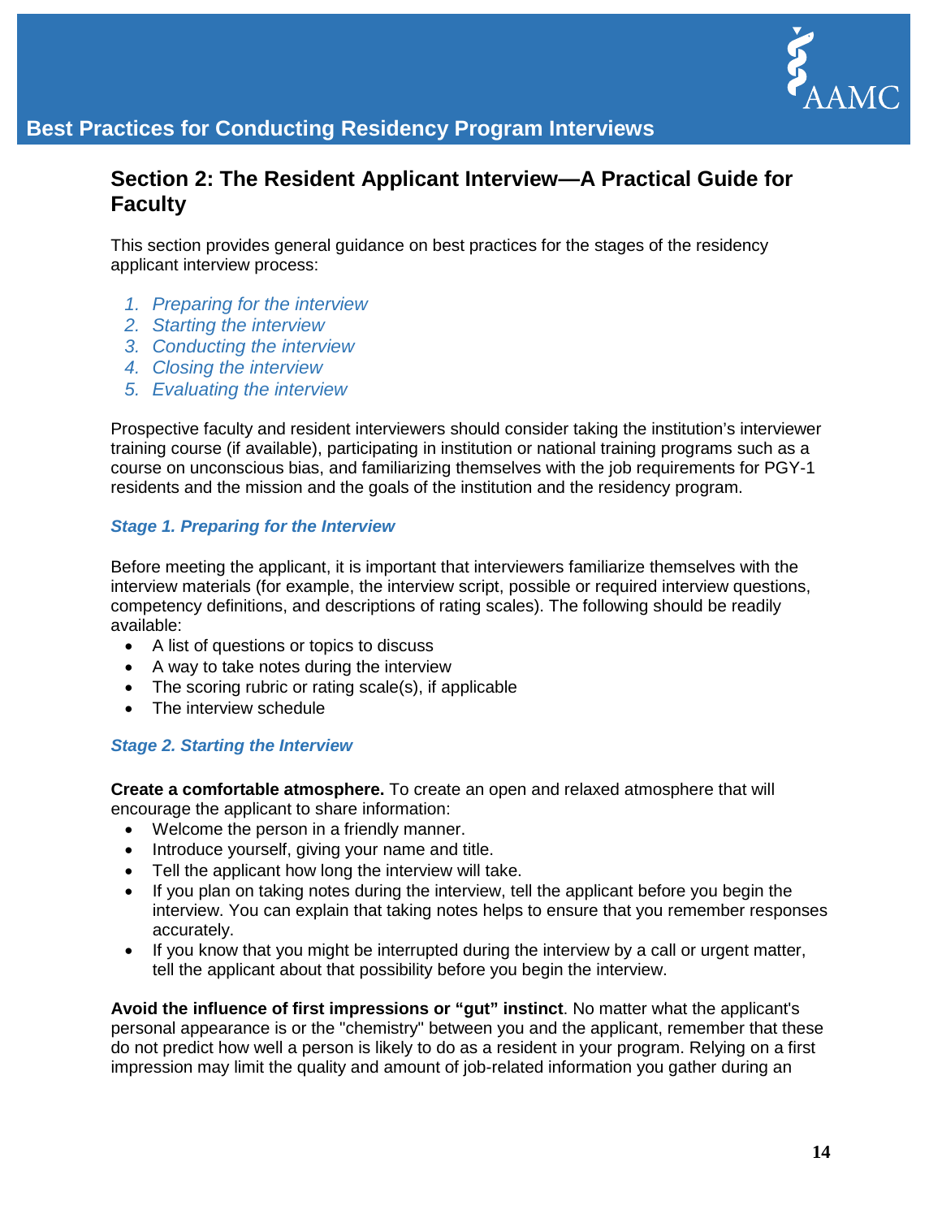## Section 2: The Resident Applicant Interview—A Practical Guide for Faculty

This section provides general guidance on best practices for the stages of the residency applicant interview process:

1. *Preparing for the interview*
2. *Starting the interview*
3. *Conducting the interview*
4. *Closing the interview*
5. *Evaluating the interview*

Prospective faculty and resident interviewers should consider taking the institution's interviewer training course (if available), participating in institution or national training programs such as a course on unconscious bias, and familiarizing themselves with the job requirements for PGY-1 residents and the mission and the goals of the institution and the residency program.

### *Stage 1. Preparing for the Interview*

Before meeting the applicant, it is important that interviewers familiarize themselves with the interview materials (for example, the interview script, possible or required interview questions, competency definitions, and descriptions of rating scales). The following should be readily available:

- A list of questions or topics to discuss
- A way to take notes during the interview
- The scoring rubric or rating scale(s), if applicable
- The interview schedule

### *Stage 2. Starting the Interview*

**Create a comfortable atmosphere.** To create an open and relaxed atmosphere that will encourage the applicant to share information:

- Welcome the person in a friendly manner.
- Introduce yourself, giving your name and title.
- Tell the applicant how long the interview will take.
- If you plan on taking notes during the interview, tell the applicant before you begin the interview. You can explain that taking notes helps to ensure that you remember responses accurately.
- If you know that you might be interrupted during the interview by a call or urgent matter, tell the applicant about that possibility before you begin the interview.

**Avoid the influence of first impressions or "gut" instinct**. No matter what the applicant's personal appearance is or the "chemistry" between you and the applicant, remember that these do not predict how well a person is likely to do as a resident in your program. Relying on a first impression may limit the quality and amount of job-related information you gather during an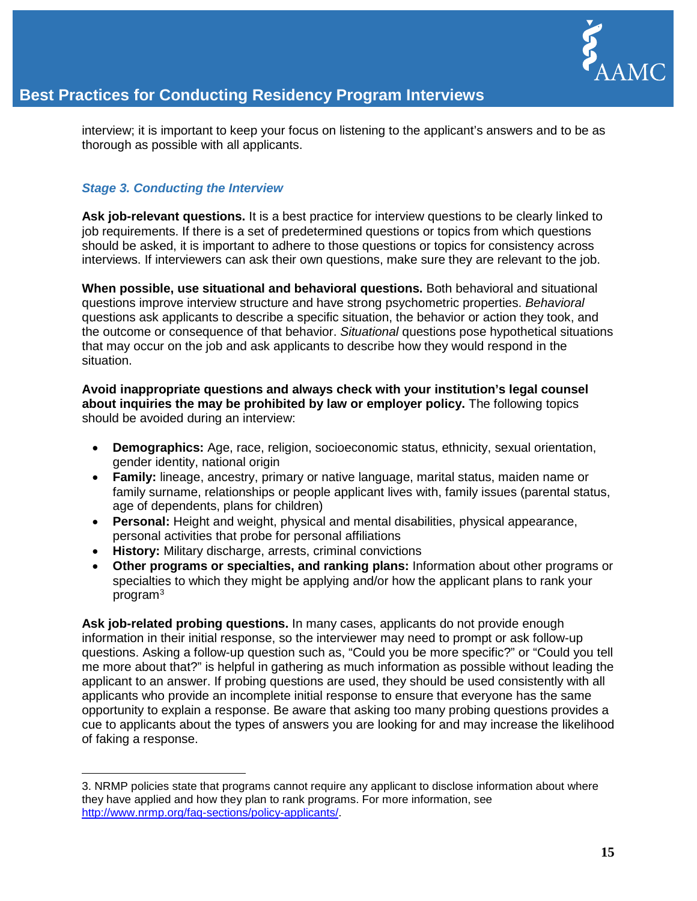interview; it is important to keep your focus on listening to the applicant's answers and to be as thorough as possible with all applicants.

### *Stage 3. Conducting the Interview*

**Ask job-relevant questions.** It is a best practice for interview questions to be clearly linked to job requirements. If there is a set of predetermined questions or topics from which questions should be asked, it is important to adhere to those questions or topics for consistency across interviews. If interviewers can ask their own questions, make sure they are relevant to the job.

**When possible, use situational and behavioral questions.** Both behavioral and situational questions improve interview structure and have strong psychometric properties. *Behavioral* questions ask applicants to describe a specific situation, the behavior or action they took, and the outcome or consequence of that behavior. *Situational* questions pose hypothetical situations that may occur on the job and ask applicants to describe how they would respond in the situation.

**Avoid inappropriate questions and always check with your institution's legal counsel about inquiries the may be prohibited by law or employer policy.** The following topics should be avoided during an interview:

- **Demographics:** Age, race, religion, socioeconomic status, ethnicity, sexual orientation, gender identity, national origin
- **Family:** lineage, ancestry, primary or native language, marital status, maiden name or family surname, relationships or people applicant lives with, family issues (parental status, age of dependents, plans for children)
- **Personal:** Height and weight, physical and mental disabilities, physical appearance, personal activities that probe for personal affiliations
- **History:** Military discharge, arrests, criminal convictions
- **Other programs or specialties, and ranking plans:** Information about other programs or specialties to which they might be applying and/or how the applicant plans to rank your program[3]

**Ask job-related probing questions.** In many cases, applicants do not provide enough information in their initial response, so the interviewer may need to prompt or ask follow-up questions. Asking a follow-up question such as, "Could you be more specific?" or "Could you tell me more about that?" is helpful in gathering as much information as possible without leading the applicant to an answer. If probing questions are used, they should be used consistently with all applicants who provide an incomplete initial response to ensure that everyone has the same opportunity to explain a response. Be aware that asking too many probing questions provides a cue to applicants about the types of answers you are looking for and may increase the likelihood of faking a response.

---

3. NRMP policies state that programs cannot require any applicant to disclose information about where they have applied and how they plan to rank programs. For more information, see http://www.nrmp.org/faq-sections/policy-applicants/.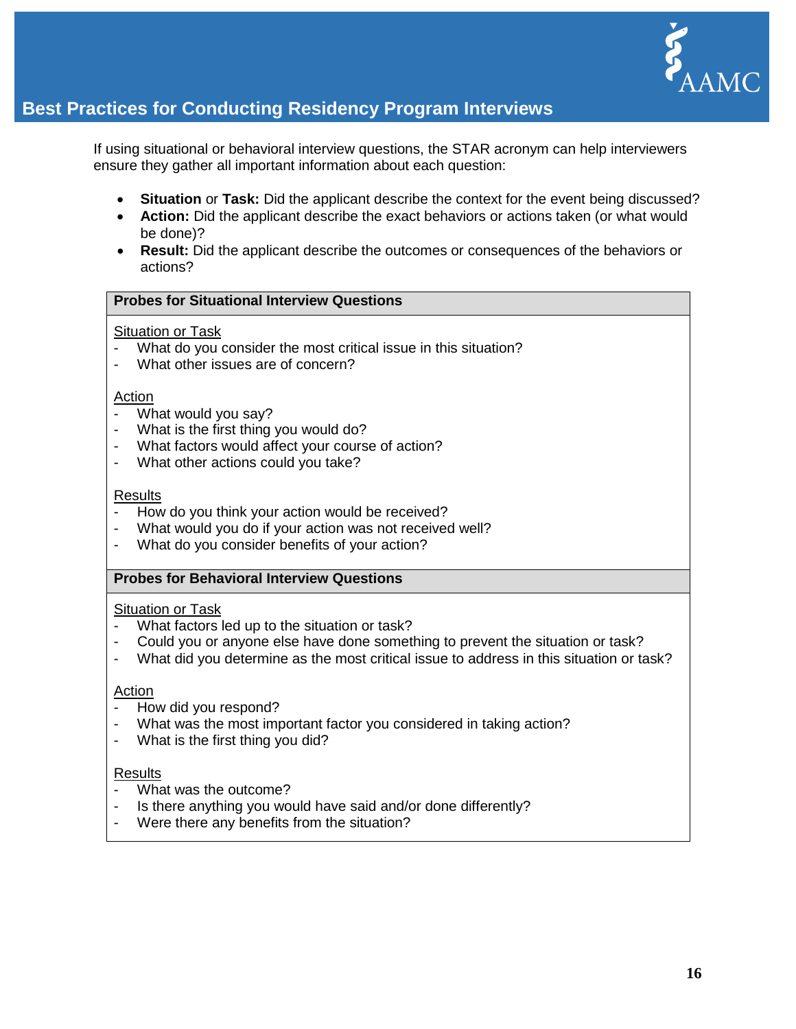If using situational or behavioral interview questions, the STAR acronym can help interviewers ensure they gather all important information about each question:

- **Situation** or **Task:** Did the applicant describe the context for the event being discussed?
- **Action:** Did the applicant describe the exact behaviors or actions taken (or what would be done)?
- **Result:** Did the applicant describe the outcomes or consequences of the behaviors or actions?

**Probes for Situational Interview Questions**

Situation or Task

- What do you consider the most critical issue in this situation?
- What other issues are of concern?

Action

- What would you say?
- What is the first thing you would do?
- What factors would affect your course of action?
- What other actions could you take?

Results

- How do you think your action would be received?
- What would you do if your action was not received well?
- What do you consider benefits of your action?

**Probes for Behavioral Interview Questions**

Situation or Task

- What factors led up to the situation or task?
- Could you or anyone else have done something to prevent the situation or task?
- What did you determine as the most critical issue to address in this situation or task?

Action

- How did you respond?
- What was the most important factor you considered in taking action?
- What is the first thing you did?

Results

- What was the outcome?
- Is there anything you would have said and/or done differently?
- Were there any benefits from the situation?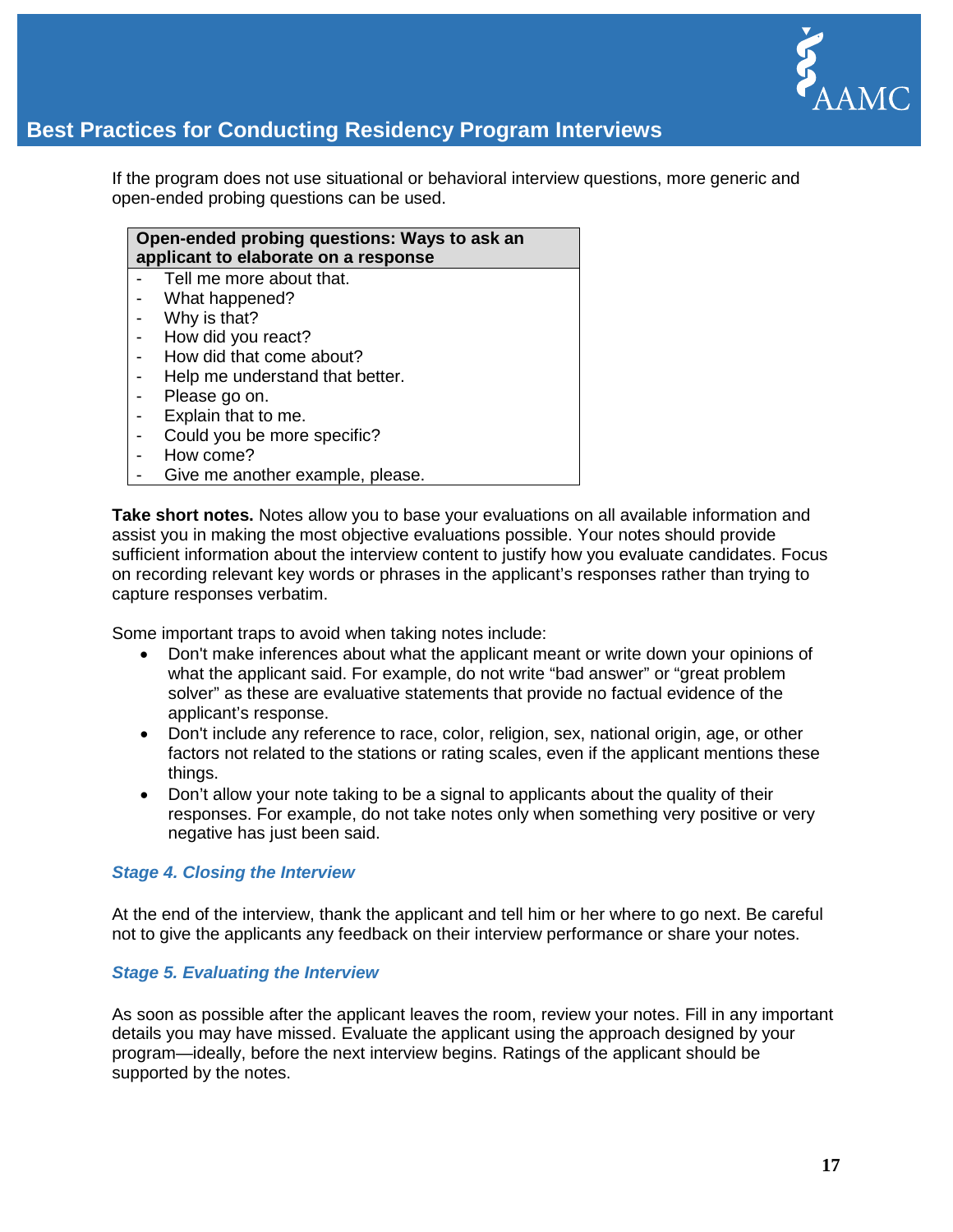If the program does not use situational or behavioral interview questions, more generic and open-ended probing questions can be used.

| Open-ended probing questions: Ways to ask an applicant to elaborate on a response |
|---|
| - Tell me more about that.<br>- What happened?<br>- Why is that?<br>- How did you react?<br>- How did that come about?<br>- Help me understand that better.<br>- Please go on.<br>- Explain that to me.<br>- Could you be more specific?<br>- How come?<br>- Give me another example, please. |

**Take short notes.** Notes allow you to base your evaluations on all available information and assist you in making the most objective evaluations possible. Your notes should provide sufficient information about the interview content to justify how you evaluate candidates. Focus on recording relevant key words or phrases in the applicant's responses rather than trying to capture responses verbatim.

Some important traps to avoid when taking notes include:

- Don't make inferences about what the applicant meant or write down your opinions of what the applicant said. For example, do not write "bad answer" or "great problem solver" as these are evaluative statements that provide no factual evidence of the applicant's response.
- Don't include any reference to race, color, religion, sex, national origin, age, or other factors not related to the stations or rating scales, even if the applicant mentions these things.
- Don't allow your note taking to be a signal to applicants about the quality of their responses. For example, do not take notes only when something very positive or very negative has just been said.

### *Stage 4. Closing the Interview*

At the end of the interview, thank the applicant and tell him or her where to go next. Be careful not to give the applicants any feedback on their interview performance or share your notes.

### *Stage 5. Evaluating the Interview*

As soon as possible after the applicant leaves the room, review your notes. Fill in any important details you may have missed. Evaluate the applicant using the approach designed by your program—ideally, before the next interview begins. Ratings of the applicant should be supported by the notes.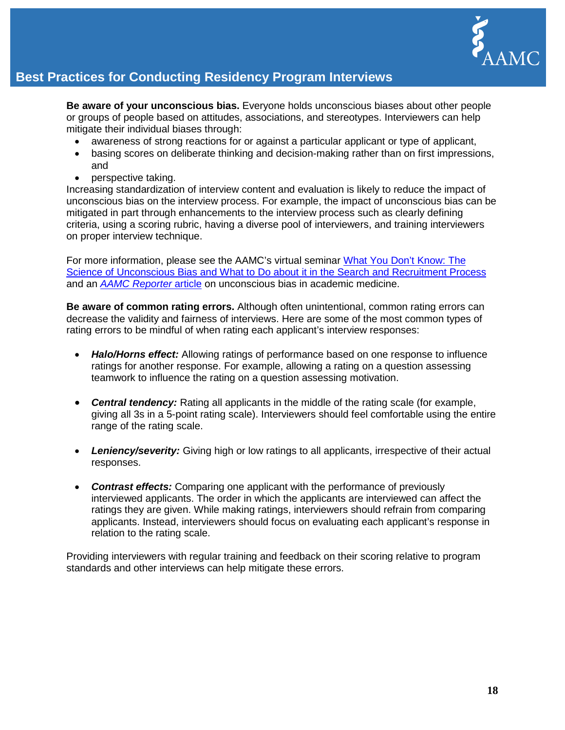**Be aware of your unconscious bias.** Everyone holds unconscious biases about other people or groups of people based on attitudes, associations, and stereotypes. Interviewers can help mitigate their individual biases through:

- awareness of strong reactions for or against a particular applicant or type of applicant,
- basing scores on deliberate thinking and decision-making rather than on first impressions, and
- perspective taking.

Increasing standardization of interview content and evaluation is likely to reduce the impact of unconscious bias on the interview process. For example, the impact of unconscious bias can be mitigated in part through enhancements to the interview process such as clearly defining criteria, using a scoring rubric, having a diverse pool of interviewers, and training interviewers on proper interview technique.

For more information, please see the AAMC's virtual seminar What You Don't Know: The Science of Unconscious Bias and What to Do about it in the Search and Recruitment Process and an *AAMC Reporter* article on unconscious bias in academic medicine.

**Be aware of common rating errors.** Although often unintentional, common rating errors can decrease the validity and fairness of interviews. Here are some of the most common types of rating errors to be mindful of when rating each applicant's interview responses:

- ***Halo/Horns effect:*** Allowing ratings of performance based on one response to influence ratings for another response. For example, allowing a rating on a question assessing teamwork to influence the rating on a question assessing motivation.

- ***Central tendency:*** Rating all applicants in the middle of the rating scale (for example, giving all 3s in a 5-point rating scale). Interviewers should feel comfortable using the entire range of the rating scale.

- ***Leniency/severity:*** Giving high or low ratings to all applicants, irrespective of their actual responses.

- ***Contrast effects:*** Comparing one applicant with the performance of previously interviewed applicants. The order in which the applicants are interviewed can affect the ratings they are given. While making ratings, interviewers should refrain from comparing applicants. Instead, interviewers should focus on evaluating each applicant's response in relation to the rating scale.

Providing interviewers with regular training and feedback on their scoring relative to program standards and other interviews can help mitigate these errors.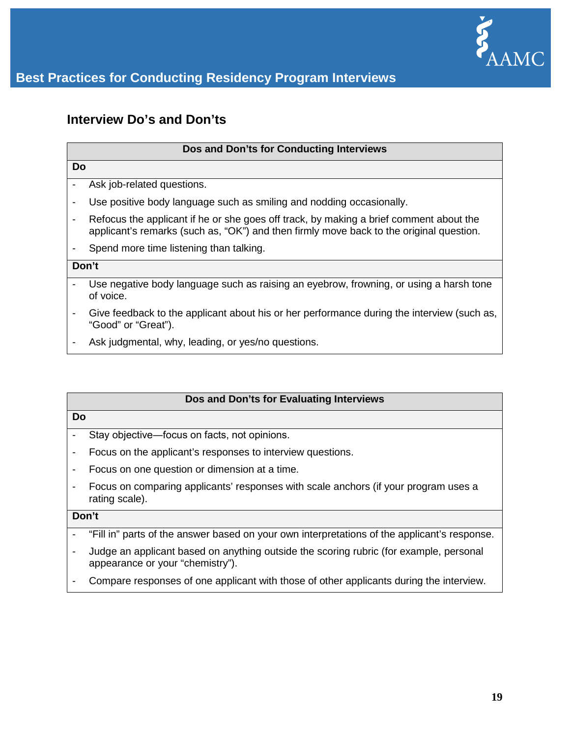## Interview Do's and Don'ts

| Dos and Don'ts for Conducting Interviews |
|---|
| **Do** |
| - Ask job-related questions.<br>- Use positive body language such as smiling and nodding occasionally.<br>- Refocus the applicant if he or she goes off track, by making a brief comment about the applicant's remarks (such as, "OK") and then firmly move back to the original question.<br>- Spend more time listening than talking. |
| **Don't** |
| - Use negative body language such as raising an eyebrow, frowning, or using a harsh tone of voice.<br>- Give feedback to the applicant about his or her performance during the interview (such as, "Good" or "Great").<br>- Ask judgmental, why, leading, or yes/no questions. |

| Dos and Don'ts for Evaluating Interviews |
|---|
| **Do** |
| - Stay objective—focus on facts, not opinions.<br>- Focus on the applicant's responses to interview questions.<br>- Focus on one question or dimension at a time.<br>- Focus on comparing applicants' responses with scale anchors (if your program uses a rating scale). |
| **Don't** |
| - "Fill in" parts of the answer based on your own interpretations of the applicant's response.<br>- Judge an applicant based on anything outside the scoring rubric (for example, personal appearance or your "chemistry").<br>- Compare responses of one applicant with those of other applicants during the interview. |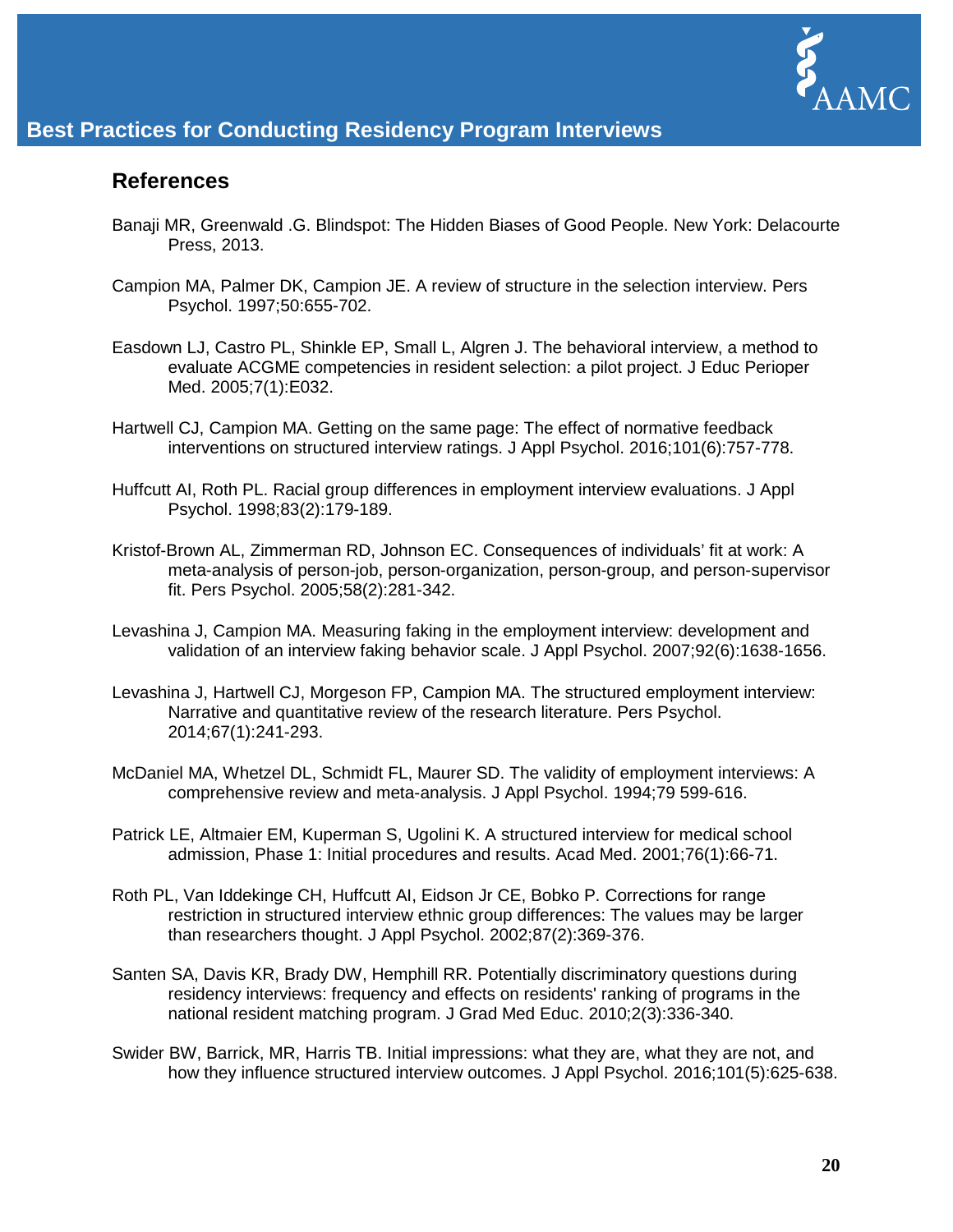## References

Banaji MR, Greenwald .G. Blindspot: The Hidden Biases of Good People. New York: Delacourte Press, 2013.

Campion MA, Palmer DK, Campion JE. A review of structure in the selection interview. Pers Psychol. 1997;50:655-702.

Easdown LJ, Castro PL, Shinkle EP, Small L, Algren J. The behavioral interview, a method to evaluate ACGME competencies in resident selection: a pilot project. J Educ Perioper Med. 2005;7(1):E032.

Hartwell CJ, Campion MA. Getting on the same page: The effect of normative feedback interventions on structured interview ratings. J Appl Psychol. 2016;101(6):757-778.

Huffcutt AI, Roth PL. Racial group differences in employment interview evaluations. J Appl Psychol. 1998;83(2):179-189.

Kristof-Brown AL, Zimmerman RD, Johnson EC. Consequences of individuals' fit at work: A meta-analysis of person-job, person-organization, person-group, and person-supervisor fit. Pers Psychol. 2005;58(2):281-342.

Levashina J, Campion MA. Measuring faking in the employment interview: development and validation of an interview faking behavior scale. J Appl Psychol. 2007;92(6):1638-1656.

Levashina J, Hartwell CJ, Morgeson FP, Campion MA. The structured employment interview: Narrative and quantitative review of the research literature. Pers Psychol. 2014;67(1):241-293.

McDaniel MA, Whetzel DL, Schmidt FL, Maurer SD. The validity of employment interviews: A comprehensive review and meta-analysis. J Appl Psychol. 1994;79 599-616.

Patrick LE, Altmaier EM, Kuperman S, Ugolini K. A structured interview for medical school admission, Phase 1: Initial procedures and results. Acad Med. 2001;76(1):66-71.

Roth PL, Van Iddekinge CH, Huffcutt AI, Eidson Jr CE, Bobko P. Corrections for range restriction in structured interview ethnic group differences: The values may be larger than researchers thought. J Appl Psychol. 2002;87(2):369-376.

Santen SA, Davis KR, Brady DW, Hemphill RR. Potentially discriminatory questions during residency interviews: frequency and effects on residents' ranking of programs in the national resident matching program. J Grad Med Educ. 2010;2(3):336-340.

Swider BW, Barrick, MR, Harris TB. Initial impressions: what they are, what they are not, and how they influence structured interview outcomes. J Appl Psychol. 2016;101(5):625-638.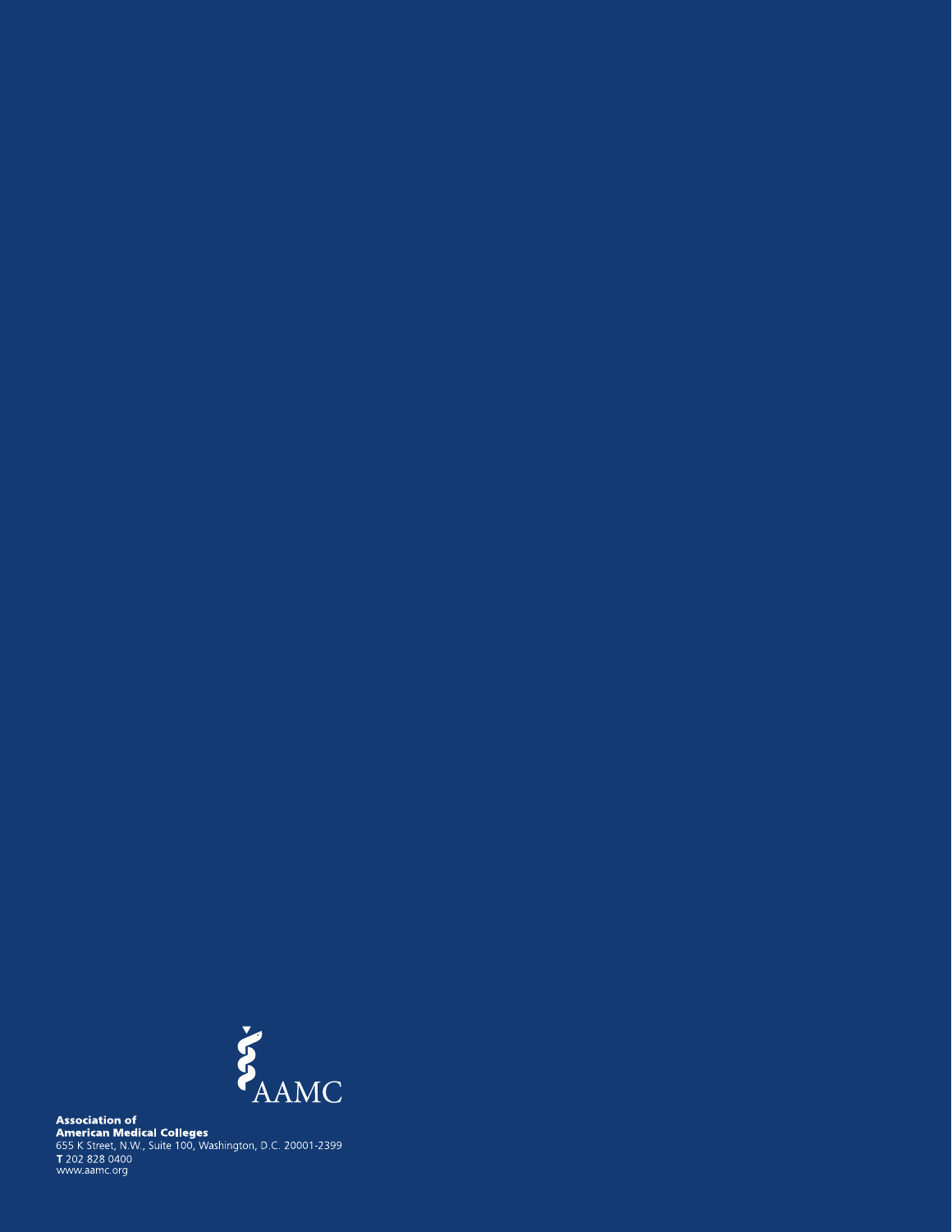AAMC

**Association of**
**American Medical Colleges**
655 K Street, N.W., Suite 100, Washington, D.C. 20001-2399
**T** 202 828 0400
www.aamc.org